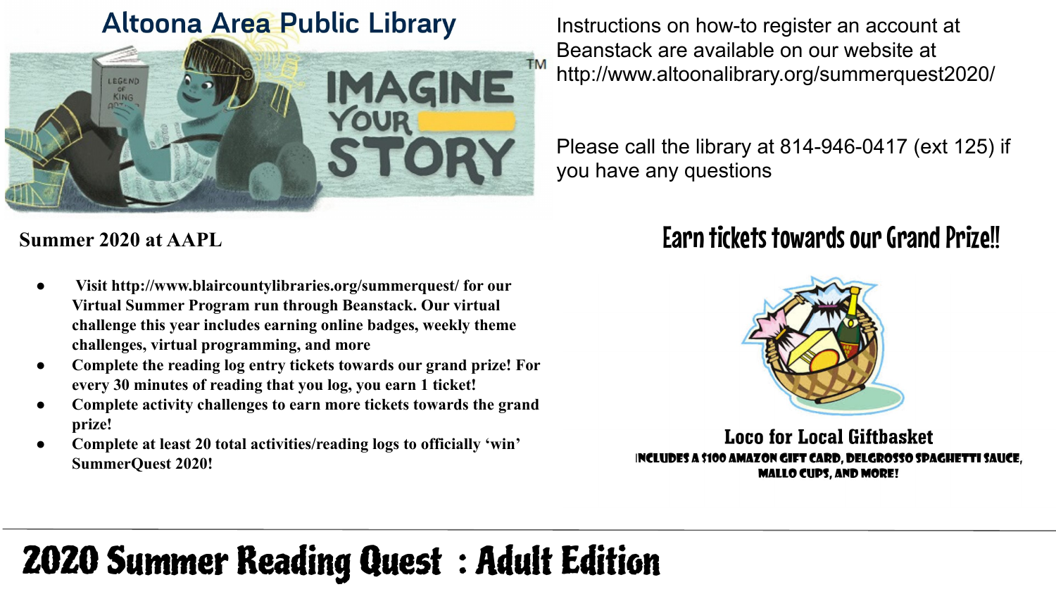# Altoona Area Public Library

IMAGINE YOUR STORY™

Instructions on how-to register an account at Beanstack are available on our website at http://www.altoonalibrary.org/summerquest2020/

Please call the library at 814-946-0417 (ext 125) if you have any questions

## Summer 2020 at AAPL

- **Visit http://www.blaircountylibraries.org/summerquest/ for our Virtual Summer Program run through Beanstack. Our virtual challenge this year includes earning online badges, weekly theme challenges, virtual programming, and more**
- **Complete the reading log entry tickets towards our grand prize! For every 30 minutes of reading that you log, you earn 1 ticket!**
- **Complete activity challenges to earn more tickets towards the grand prize!**
- **Complete at least 20 total activities/reading logs to officially 'win' SummerQuest 2020!**

## Earn tickets towards our Grand Prize!!

### Loco for Local Giftbasket

**INCLUDES A $100 AMAZON GIFT CARD, DELGROSSO SPAGHETTI SAUCE, MALLO CUPS, AND MORE!**

# 2020 Summer Reading Quest : Adult Edition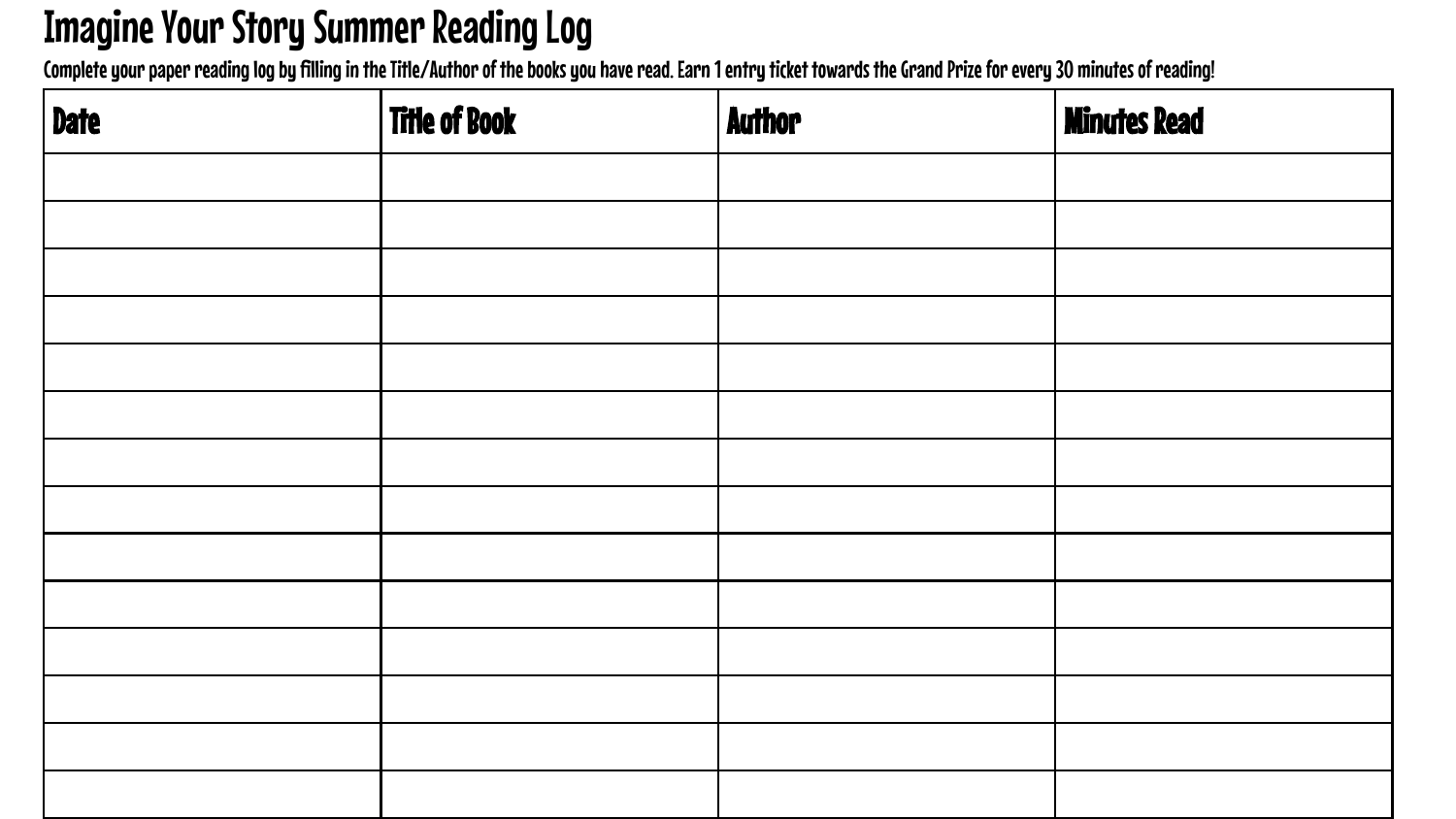# Imagine Your Story Summer Reading Log

Complete your paper reading log by filling in the Title/Author of the books you have read. Earn 1 entry ticket towards the Grand Prize for every 30 minutes of reading!

| Date | Title of Book | Author | Minutes Read |
|---|---|---|---|
| | | | |
| | | | |
| | | | |
| | | | |
| | | | |
| | | | |
| | | | |
| | | | |
| | | | |
| | | | |
| | | | |
| | | | |
| | | | |
| | | | |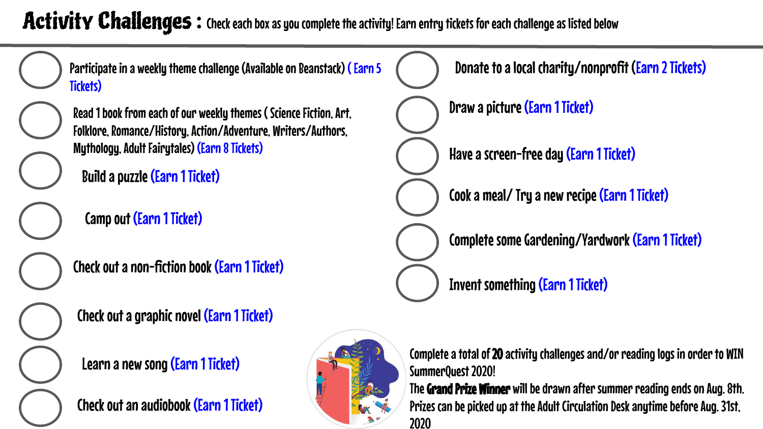# Activity Challenges : Check each box as you complete the activity! Earn entry tickets for each challenge as listed below

- Participate in a weekly theme challenge (Available on Beanstack) ( Earn 5 Tickets)
- Read 1 book from each of our weekly themes ( Science Fiction, Art, Folklore, Romance/History, Action/Adventure, Writers/Authors, Mythology, Adult Fairytales) (Earn 8 Tickets)
- Build a puzzle (Earn 1 Ticket)
- Camp out (Earn 1 Ticket)
- Check out a non-fiction book (Earn 1 Ticket)
- Check out a graphic novel (Earn 1 Ticket)
- Learn a new song (Earn 1 Ticket)
- Check out an audiobook (Earn 1 Ticket)
- Donate to a local charity/nonprofit (Earn 2 Tickets)
- Draw a picture (Earn 1 Ticket)
- Have a screen-free day (Earn 1 Ticket)
- Cook a meal/ Try a new recipe (Earn 1 Ticket)
- Complete some Gardening/Yardwork (Earn 1 Ticket)
- Invent something (Earn 1 Ticket)

Complete a total of **20** activity challenges and/or reading logs in order to WIN SummerQuest 2020!
The **Grand Prize Winner** will be drawn after summer reading ends on Aug. 8th.
Prizes can be picked up at the Adult Circulation Desk anytime before Aug. 31st, 2020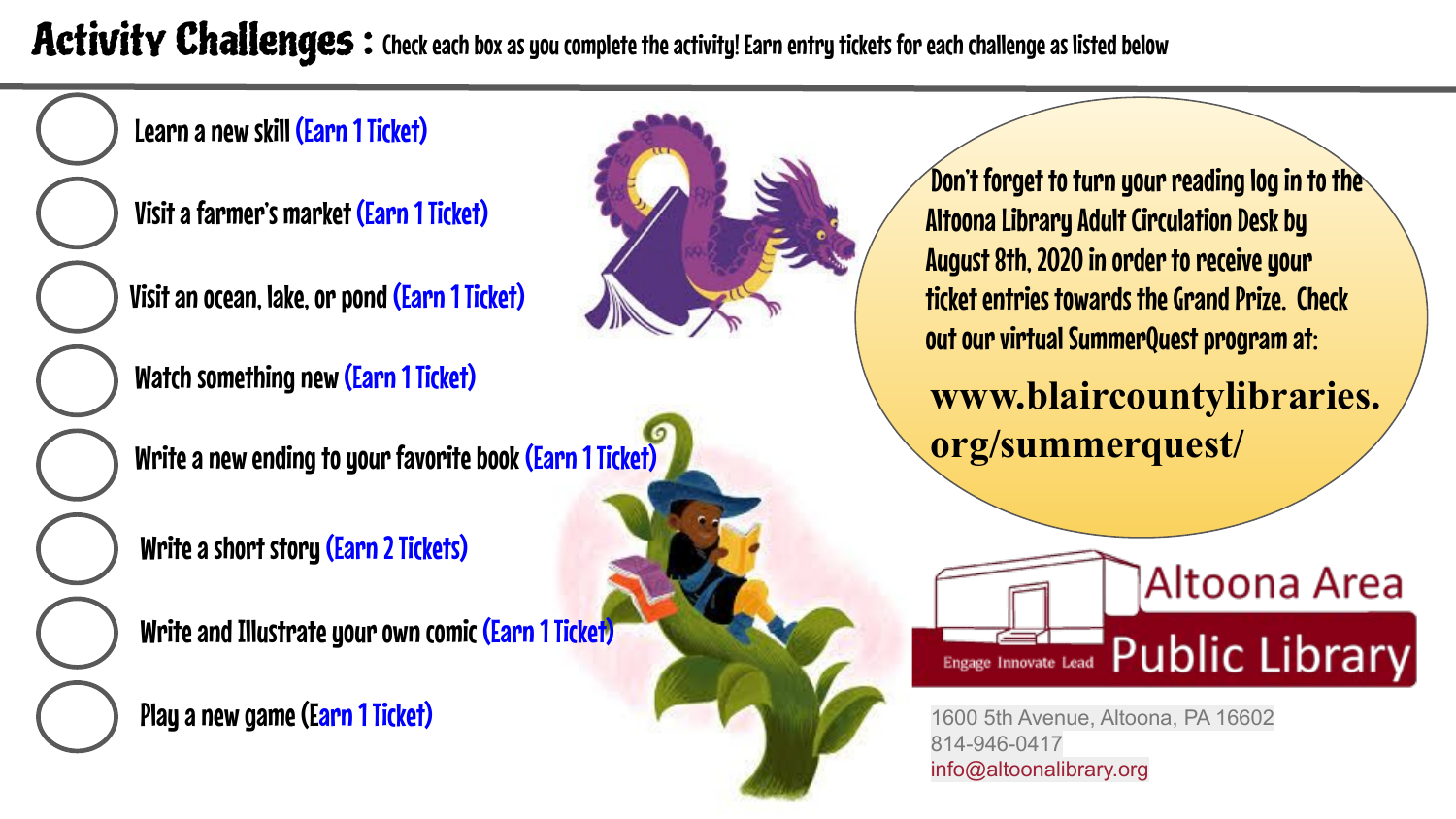# Activity Challenges : Check each box as you complete the activity! Earn entry tickets for each challenge as listed below

- ○ Learn a new skill (Earn 1 Ticket)
- ○ Visit a farmer's market (Earn 1 Ticket)
- ○ Visit an ocean, lake, or pond (Earn 1 Ticket)
- ○ Watch something new (Earn 1 Ticket)
- ○ Write a new ending to your favorite book (Earn 1 Ticket)
- ○ Write a short story (Earn 2 Tickets)
- ○ Write and Illustrate your own comic (Earn 1 Ticket)
- ○ Play a new game (Earn 1 Ticket)

Don't forget to turn your reading log in to the Altoona Library Adult Circulation Desk by August 8th, 2020 in order to receive your ticket entries towards the Grand Prize. Check out our virtual SummerQuest program at:

**www.blaircountylibraries.org/summerquest/**

Altoona Area Public Library

Engage Innovate Lead

1600 5th Avenue, Altoona, PA 16602
814-946-0417
info@altoonalibrary.org